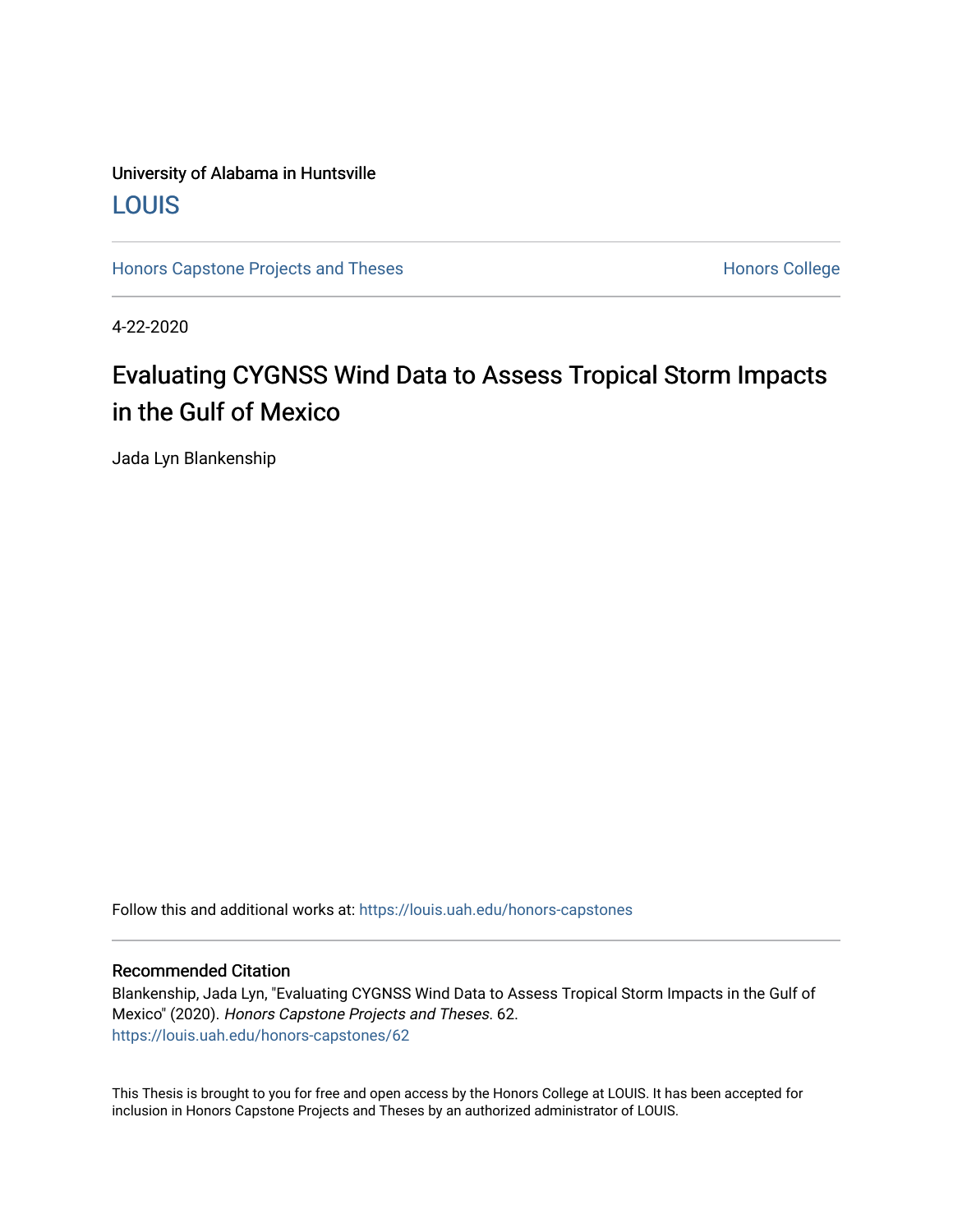University of Alabama in Huntsville

LOUIS

Honors Capstone Projects and Theses

Honors College

4-22-2020

# Evaluating CYGNSS Wind Data to Assess Tropical Storm Impacts in the Gulf of Mexico

Jada Lyn Blankenship

Follow this and additional works at: https://louis.uah.edu/honors-capstones

## Recommended Citation

Blankenship, Jada Lyn, "Evaluating CYGNSS Wind Data to Assess Tropical Storm Impacts in the Gulf of Mexico" (2020). *Honors Capstone Projects and Theses*. 62.
https://louis.uah.edu/honors-capstones/62

This Thesis is brought to you for free and open access by the Honors College at LOUIS. It has been accepted for inclusion in Honors Capstone Projects and Theses by an authorized administrator of LOUIS.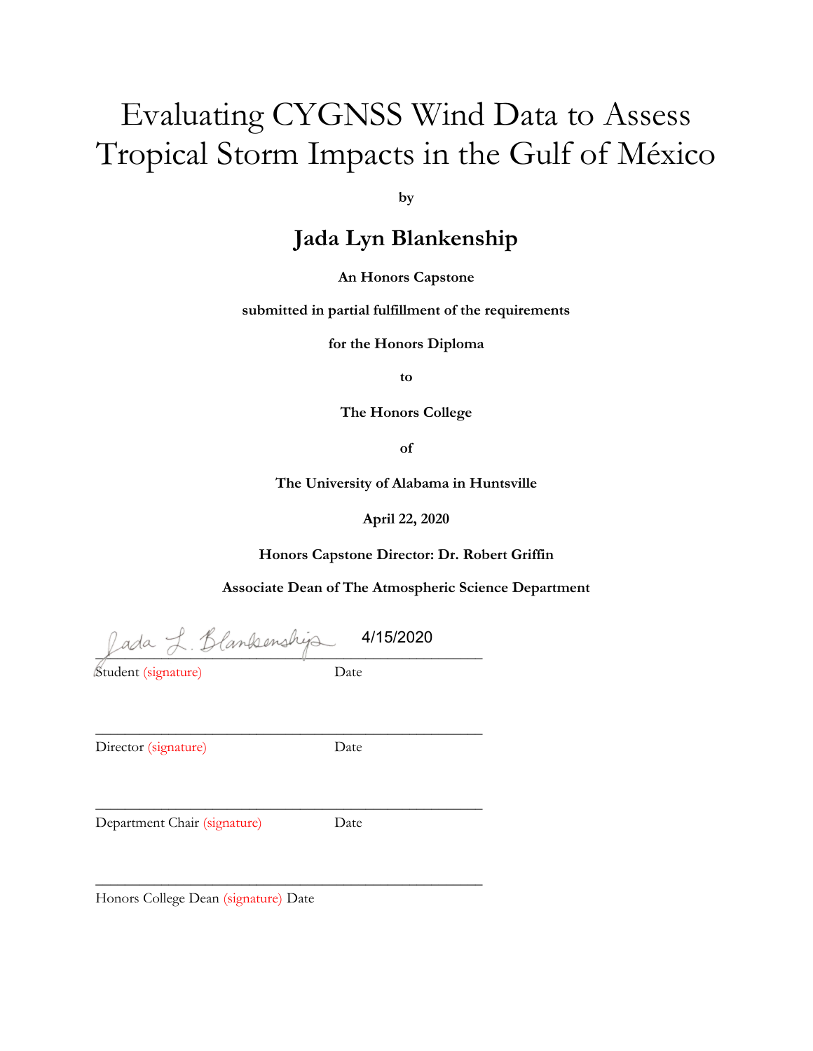# Evaluating CYGNSS Wind Data to Assess Tropical Storm Impacts in the Gulf of México

**by**

## Jada Lyn Blankenship

**An Honors Capstone**

**submitted in partial fulfillment of the requirements**

**for the Honors Diploma**

**to**

**The Honors College**

**of**

**The University of Alabama in Huntsville**

**April 22, 2020**

**Honors Capstone Director: Dr. Robert Griffin**

**Associate Dean of The Atmospheric Science Department**

Jada L. Blankenship 4/15/2020
_______________________________________________
Student (signature) Date

_______________________________________________
Director (signature) Date

_______________________________________________
Department Chair (signature) Date

_______________________________________________
Honors College Dean (signature) Date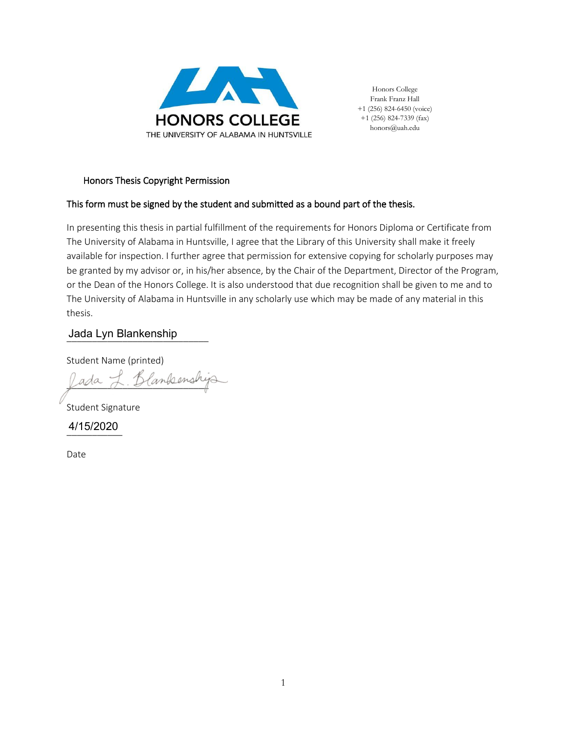HONORS COLLEGE

THE UNIVERSITY OF ALABAMA IN HUNTSVILLE

Honors College
Frank Franz Hall
+1 (256) 824-6450 (voice)
+1 (256) 824-7339 (fax)
honors@uah.edu

## Honors Thesis Copyright Permission

**This form must be signed by the student and submitted as a bound part of the thesis.**

In presenting this thesis in partial fulfillment of the requirements for Honors Diploma or Certificate from The University of Alabama in Huntsville, I agree that the Library of this University shall make it freely available for inspection. I further agree that permission for extensive copying for scholarly purposes may be granted by my advisor or, in his/her absence, by the Chair of the Department, Director of the Program, or the Dean of the Honors College. It is also understood that due recognition shall be given to me and to The University of Alabama in Huntsville in any scholarly use which may be made of any material in this thesis.

Jada Lyn Blankenship

Student Name (printed)

*Jada L. Blankenship*

Student Signature

4/15/2020

Date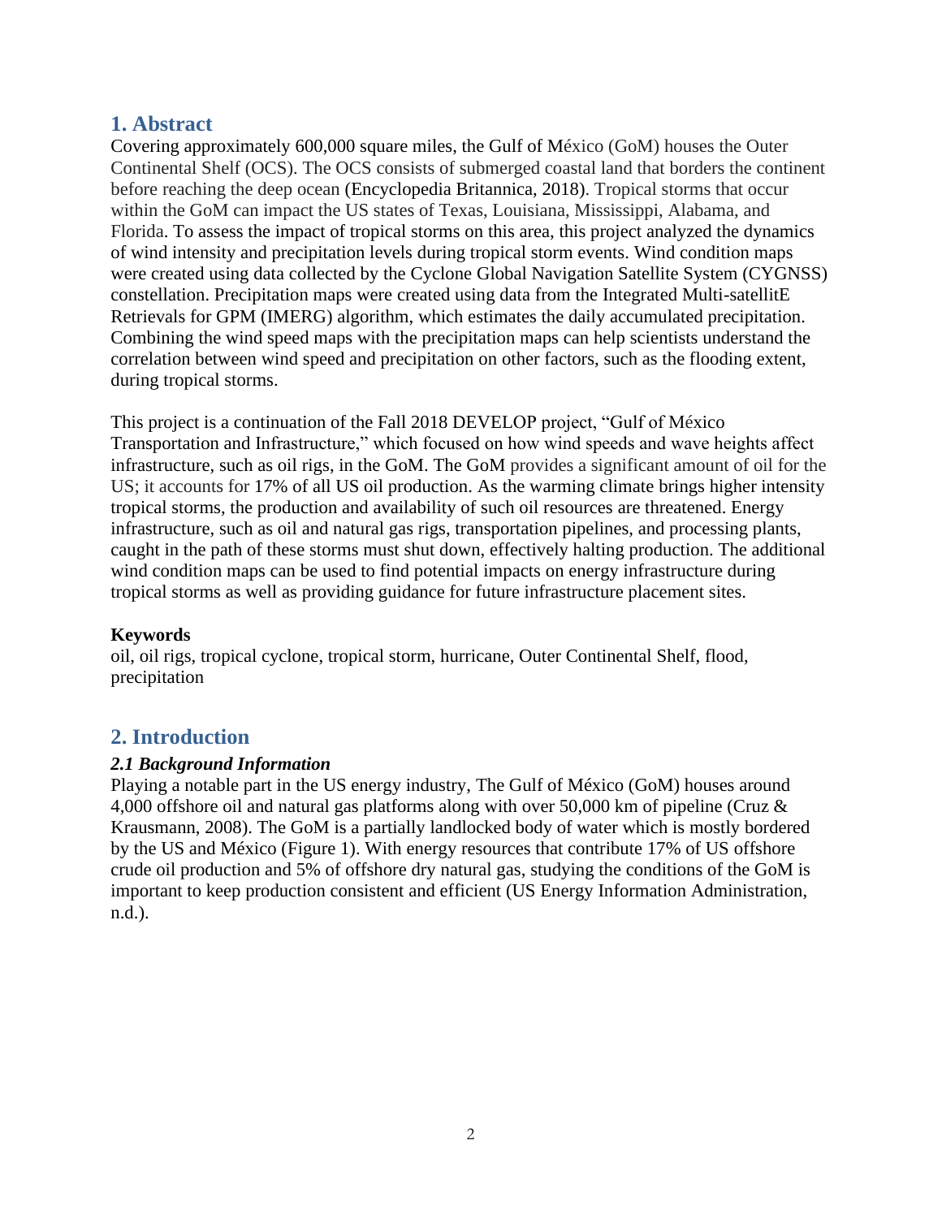## 1. Abstract

Covering approximately 600,000 square miles, the Gulf of México (GoM) houses the Outer Continental Shelf (OCS). The OCS consists of submerged coastal land that borders the continent before reaching the deep ocean (Encyclopedia Britannica, 2018). Tropical storms that occur within the GoM can impact the US states of Texas, Louisiana, Mississippi, Alabama, and Florida. To assess the impact of tropical storms on this area, this project analyzed the dynamics of wind intensity and precipitation levels during tropical storm events. Wind condition maps were created using data collected by the Cyclone Global Navigation Satellite System (CYGNSS) constellation. Precipitation maps were created using data from the Integrated Multi-satellitE Retrievals for GPM (IMERG) algorithm, which estimates the daily accumulated precipitation. Combining the wind speed maps with the precipitation maps can help scientists understand the correlation between wind speed and precipitation on other factors, such as the flooding extent, during tropical storms.

This project is a continuation of the Fall 2018 DEVELOP project, "Gulf of México Transportation and Infrastructure," which focused on how wind speeds and wave heights affect infrastructure, such as oil rigs, in the GoM. The GoM provides a significant amount of oil for the US; it accounts for 17% of all US oil production. As the warming climate brings higher intensity tropical storms, the production and availability of such oil resources are threatened. Energy infrastructure, such as oil and natural gas rigs, transportation pipelines, and processing plants, caught in the path of these storms must shut down, effectively halting production. The additional wind condition maps can be used to find potential impacts on energy infrastructure during tropical storms as well as providing guidance for future infrastructure placement sites.

**Keywords**

oil, oil rigs, tropical cyclone, tropical storm, hurricane, Outer Continental Shelf, flood, precipitation

## 2. Introduction

### *2.1 Background Information*

Playing a notable part in the US energy industry, The Gulf of México (GoM) houses around 4,000 offshore oil and natural gas platforms along with over 50,000 km of pipeline (Cruz & Krausmann, 2008). The GoM is a partially landlocked body of water which is mostly bordered by the US and México (Figure 1). With energy resources that contribute 17% of US offshore crude oil production and 5% of offshore dry natural gas, studying the conditions of the GoM is important to keep production consistent and efficient (US Energy Information Administration, n.d.).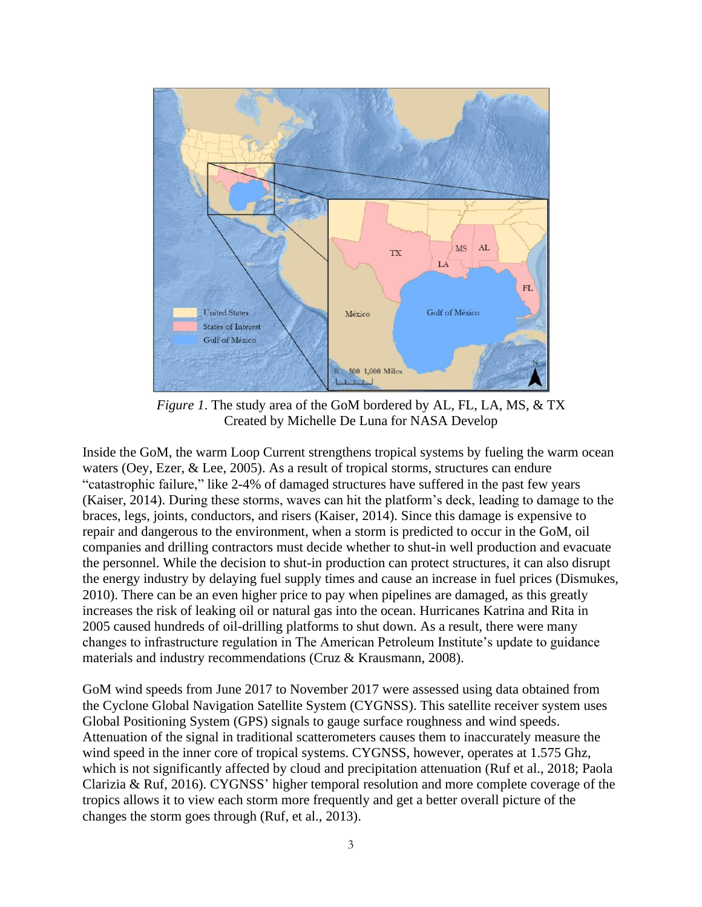*Figure 1*. The study area of the GoM bordered by AL, FL, LA, MS, & TX
Created by Michelle De Luna for NASA Develop

Inside the GoM, the warm Loop Current strengthens tropical systems by fueling the warm ocean waters (Oey, Ezer, & Lee, 2005). As a result of tropical storms, structures can endure "catastrophic failure," like 2-4% of damaged structures have suffered in the past few years (Kaiser, 2014). During these storms, waves can hit the platform's deck, leading to damage to the braces, legs, joints, conductors, and risers (Kaiser, 2014). Since this damage is expensive to repair and dangerous to the environment, when a storm is predicted to occur in the GoM, oil companies and drilling contractors must decide whether to shut-in well production and evacuate the personnel. While the decision to shut-in production can protect structures, it can also disrupt the energy industry by delaying fuel supply times and cause an increase in fuel prices (Dismukes, 2010). There can be an even higher price to pay when pipelines are damaged, as this greatly increases the risk of leaking oil or natural gas into the ocean. Hurricanes Katrina and Rita in 2005 caused hundreds of oil-drilling platforms to shut down. As a result, there were many changes to infrastructure regulation in The American Petroleum Institute's update to guidance materials and industry recommendations (Cruz & Krausmann, 2008).

GoM wind speeds from June 2017 to November 2017 were assessed using data obtained from the Cyclone Global Navigation Satellite System (CYGNSS). This satellite receiver system uses Global Positioning System (GPS) signals to gauge surface roughness and wind speeds. Attenuation of the signal in traditional scatterometers causes them to inaccurately measure the wind speed in the inner core of tropical systems. CYGNSS, however, operates at 1.575 Ghz, which is not significantly affected by cloud and precipitation attenuation (Ruf et al., 2018; Paola Clarizia & Ruf, 2016). CYGNSS' higher temporal resolution and more complete coverage of the tropics allows it to view each storm more frequently and get a better overall picture of the changes the storm goes through (Ruf, et al., 2013).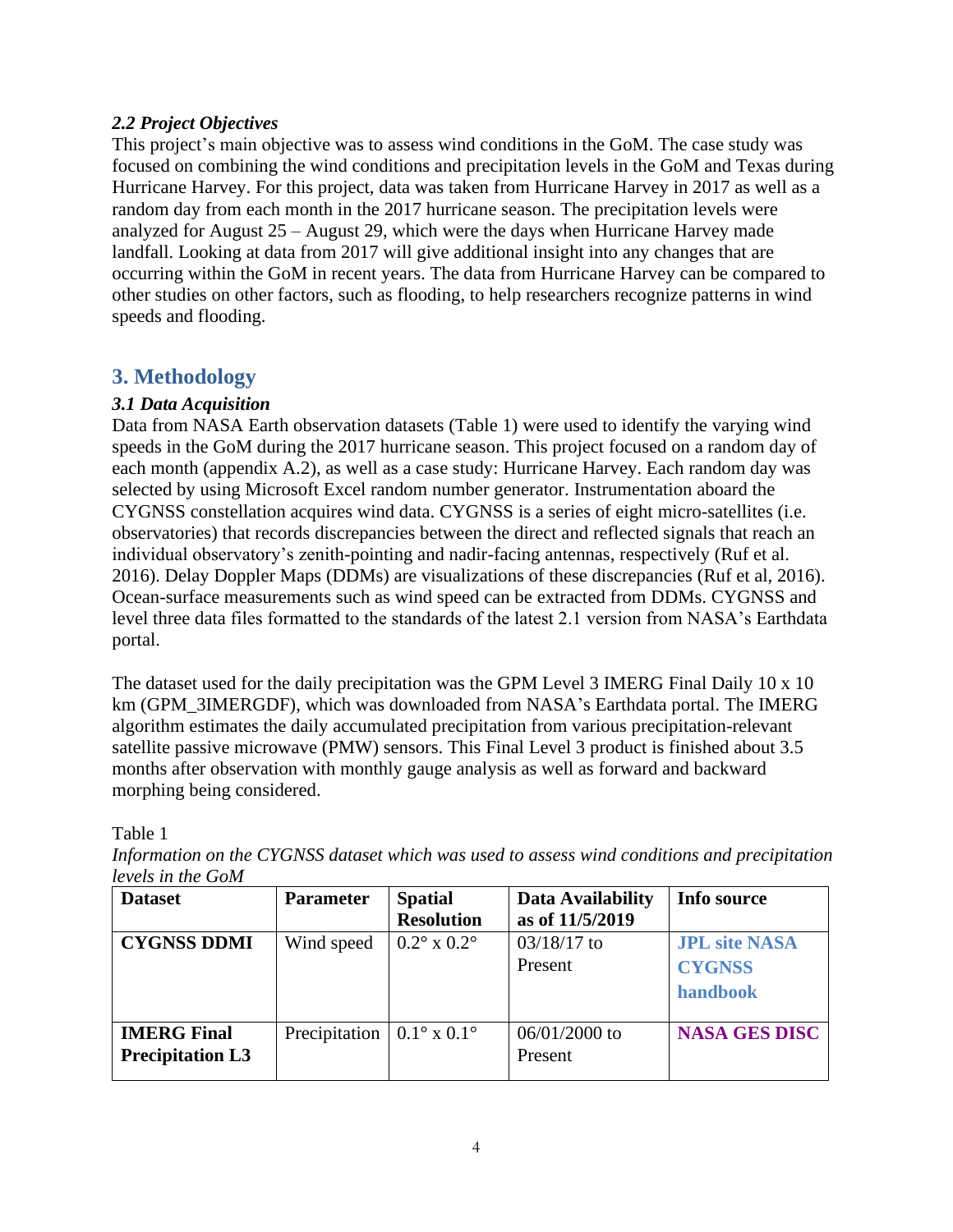### *2.2 Project Objectives*

This project's main objective was to assess wind conditions in the GoM. The case study was focused on combining the wind conditions and precipitation levels in the GoM and Texas during Hurricane Harvey. For this project, data was taken from Hurricane Harvey in 2017 as well as a random day from each month in the 2017 hurricane season. The precipitation levels were analyzed for August 25 – August 29, which were the days when Hurricane Harvey made landfall. Looking at data from 2017 will give additional insight into any changes that are occurring within the GoM in recent years. The data from Hurricane Harvey can be compared to other studies on other factors, such as flooding, to help researchers recognize patterns in wind speeds and flooding.

## 3. Methodology

### *3.1 Data Acquisition*

Data from NASA Earth observation datasets (Table 1) were used to identify the varying wind speeds in the GoM during the 2017 hurricane season. This project focused on a random day of each month (appendix A.2), as well as a case study: Hurricane Harvey. Each random day was selected by using Microsoft Excel random number generator. Instrumentation aboard the CYGNSS constellation acquires wind data. CYGNSS is a series of eight micro-satellites (i.e. observatories) that records discrepancies between the direct and reflected signals that reach an individual observatory's zenith-pointing and nadir-facing antennas, respectively (Ruf et al. 2016). Delay Doppler Maps (DDMs) are visualizations of these discrepancies (Ruf et al, 2016). Ocean-surface measurements such as wind speed can be extracted from DDMs. CYGNSS and level three data files formatted to the standards of the latest 2.1 version from NASA's Earthdata portal.

The dataset used for the daily precipitation was the GPM Level 3 IMERG Final Daily 10 x 10 km (GPM_3IMERGDF), which was downloaded from NASA's Earthdata portal. The IMERG algorithm estimates the daily accumulated precipitation from various precipitation-relevant satellite passive microwave (PMW) sensors. This Final Level 3 product is finished about 3.5 months after observation with monthly gauge analysis as well as forward and backward morphing being considered.

Table 1

*Information on the CYGNSS dataset which was used to assess wind conditions and precipitation levels in the GoM*

| **Dataset** | **Parameter** | **Spatial Resolution** | **Data Availability as of 11/5/2019** | **Info source** |
|---|---|---|---|---|
| **CYGNSS DDMI** | Wind speed | 0.2° x 0.2° | 03/18/17 to Present | **JPL site NASA CYGNSS handbook** |
| **IMERG Final Precipitation L3** | Precipitation | 0.1° x 0.1° | 06/01/2000 to Present | **NASA GES DISC** |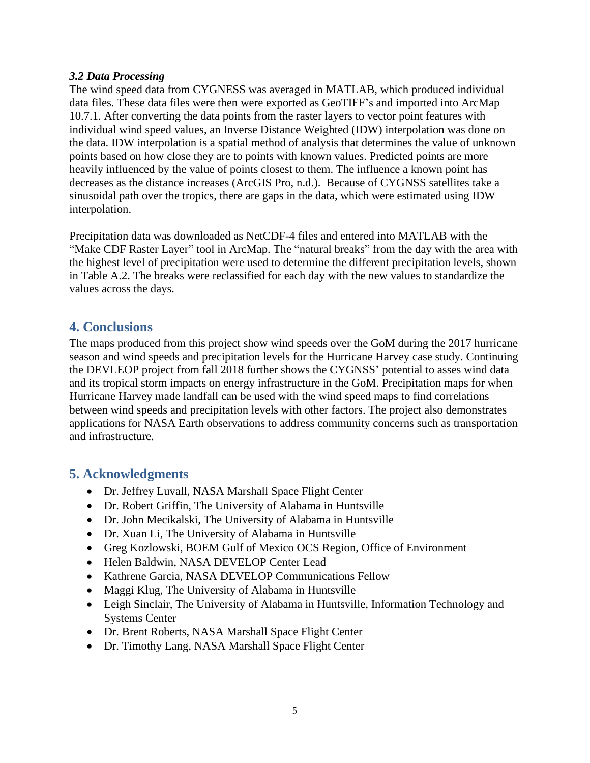### *3.2 Data Processing*

The wind speed data from CYGNESS was averaged in MATLAB, which produced individual data files. These data files were then were exported as GeoTIFF's and imported into ArcMap 10.7.1. After converting the data points from the raster layers to vector point features with individual wind speed values, an Inverse Distance Weighted (IDW) interpolation was done on the data. IDW interpolation is a spatial method of analysis that determines the value of unknown points based on how close they are to points with known values. Predicted points are more heavily influenced by the value of points closest to them. The influence a known point has decreases as the distance increases (ArcGIS Pro, n.d.). Because of CYGNSS satellites take a sinusoidal path over the tropics, there are gaps in the data, which were estimated using IDW interpolation.

Precipitation data was downloaded as NetCDF-4 files and entered into MATLAB with the "Make CDF Raster Layer" tool in ArcMap. The "natural breaks" from the day with the area with the highest level of precipitation were used to determine the different precipitation levels, shown in Table A.2. The breaks were reclassified for each day with the new values to standardize the values across the days.

## 4. Conclusions

The maps produced from this project show wind speeds over the GoM during the 2017 hurricane season and wind speeds and precipitation levels for the Hurricane Harvey case study. Continuing the DEVLEOP project from fall 2018 further shows the CYGNSS' potential to asses wind data and its tropical storm impacts on energy infrastructure in the GoM. Precipitation maps for when Hurricane Harvey made landfall can be used with the wind speed maps to find correlations between wind speeds and precipitation levels with other factors. The project also demonstrates applications for NASA Earth observations to address community concerns such as transportation and infrastructure.

## 5. Acknowledgments

- Dr. Jeffrey Luvall, NASA Marshall Space Flight Center
- Dr. Robert Griffin, The University of Alabama in Huntsville
- Dr. John Mecikalski, The University of Alabama in Huntsville
- Dr. Xuan Li, The University of Alabama in Huntsville
- Greg Kozlowski, BOEM Gulf of Mexico OCS Region, Office of Environment
- Helen Baldwin, NASA DEVELOP Center Lead
- Kathrene Garcia, NASA DEVELOP Communications Fellow
- Maggi Klug, The University of Alabama in Huntsville
- Leigh Sinclair, The University of Alabama in Huntsville, Information Technology and Systems Center
- Dr. Brent Roberts, NASA Marshall Space Flight Center
- Dr. Timothy Lang, NASA Marshall Space Flight Center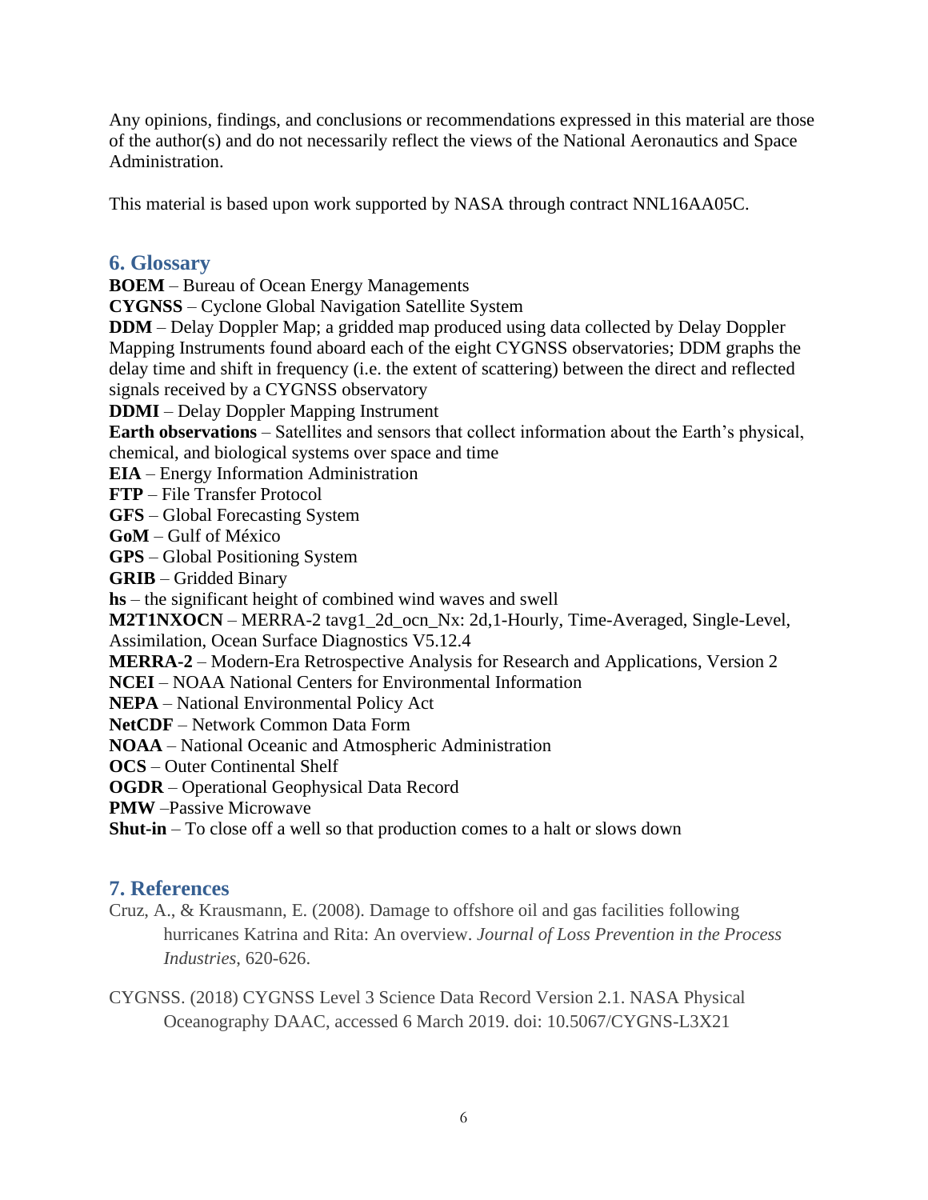Any opinions, findings, and conclusions or recommendations expressed in this material are those of the author(s) and do not necessarily reflect the views of the National Aeronautics and Space Administration.

This material is based upon work supported by NASA through contract NNL16AA05C.

## 6. Glossary

**BOEM** – Bureau of Ocean Energy Managements
**CYGNSS** – Cyclone Global Navigation Satellite System
**DDM** – Delay Doppler Map; a gridded map produced using data collected by Delay Doppler Mapping Instruments found aboard each of the eight CYGNSS observatories; DDM graphs the delay time and shift in frequency (i.e. the extent of scattering) between the direct and reflected signals received by a CYGNSS observatory
**DDMI** – Delay Doppler Mapping Instrument
**Earth observations** – Satellites and sensors that collect information about the Earth's physical, chemical, and biological systems over space and time
**EIA** – Energy Information Administration
**FTP** – File Transfer Protocol
**GFS** – Global Forecasting System
**GoM** – Gulf of México
**GPS** – Global Positioning System
**GRIB** – Gridded Binary
**hs** – the significant height of combined wind waves and swell
**M2T1NXOCN** – MERRA-2 tavg1_2d_ocn_Nx: 2d,1-Hourly, Time-Averaged, Single-Level, Assimilation, Ocean Surface Diagnostics V5.12.4
**MERRA-2** – Modern-Era Retrospective Analysis for Research and Applications, Version 2
**NCEI** – NOAA National Centers for Environmental Information
**NEPA** – National Environmental Policy Act
**NetCDF** – Network Common Data Form
**NOAA** – National Oceanic and Atmospheric Administration
**OCS** – Outer Continental Shelf
**OGDR** – Operational Geophysical Data Record
**PMW** –Passive Microwave
**Shut-in** – To close off a well so that production comes to a halt or slows down

## 7. References

Cruz, A., & Krausmann, E. (2008). Damage to offshore oil and gas facilities following hurricanes Katrina and Rita: An overview. *Journal of Loss Prevention in the Process Industries*, 620-626.

CYGNSS. (2018) CYGNSS Level 3 Science Data Record Version 2.1. NASA Physical Oceanography DAAC, accessed 6 March 2019. doi: 10.5067/CYGNS-L3X21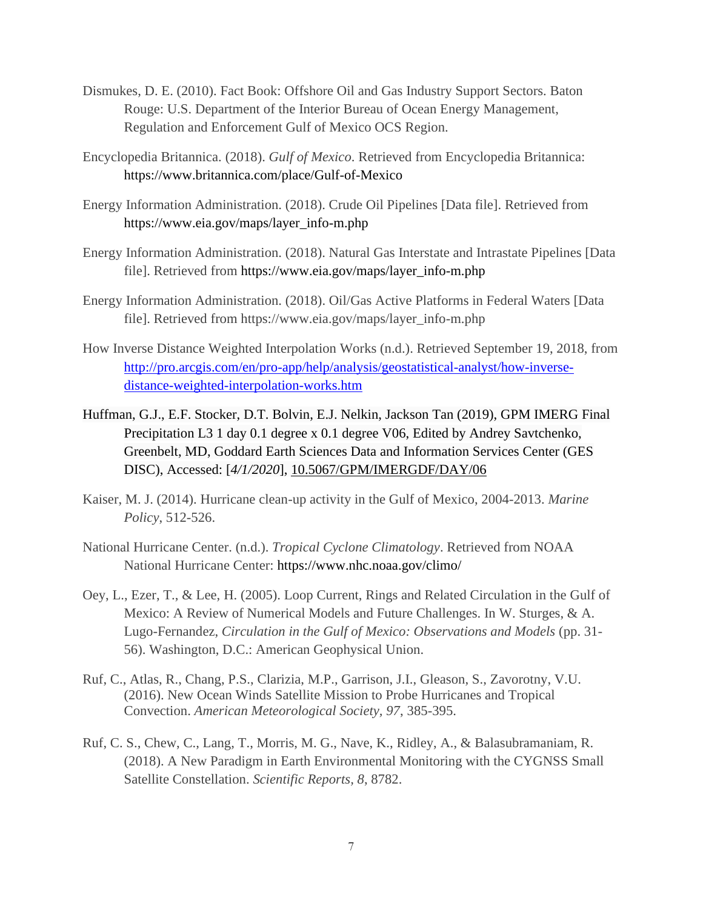Dismukes, D. E. (2010). Fact Book: Offshore Oil and Gas Industry Support Sectors. Baton Rouge: U.S. Department of the Interior Bureau of Ocean Energy Management, Regulation and Enforcement Gulf of Mexico OCS Region.

Encyclopedia Britannica. (2018). *Gulf of Mexico*. Retrieved from Encyclopedia Britannica: https://www.britannica.com/place/Gulf-of-Mexico

Energy Information Administration. (2018). Crude Oil Pipelines [Data file]. Retrieved from https://www.eia.gov/maps/layer_info-m.php

Energy Information Administration. (2018). Natural Gas Interstate and Intrastate Pipelines [Data file]. Retrieved from https://www.eia.gov/maps/layer_info-m.php

Energy Information Administration. (2018). Oil/Gas Active Platforms in Federal Waters [Data file]. Retrieved from https://www.eia.gov/maps/layer_info-m.php

How Inverse Distance Weighted Interpolation Works (n.d.). Retrieved September 19, 2018, from http://pro.arcgis.com/en/pro-app/help/analysis/geostatistical-analyst/how-inverse-distance-weighted-interpolation-works.htm

Huffman, G.J., E.F. Stocker, D.T. Bolvin, E.J. Nelkin, Jackson Tan (2019), GPM IMERG Final Precipitation L3 1 day 0.1 degree x 0.1 degree V06, Edited by Andrey Savtchenko, Greenbelt, MD, Goddard Earth Sciences Data and Information Services Center (GES DISC), Accessed: [*4/1/2020*], 10.5067/GPM/IMERGDF/DAY/06

Kaiser, M. J. (2014). Hurricane clean-up activity in the Gulf of Mexico, 2004-2013. *Marine Policy*, 512-526.

National Hurricane Center. (n.d.). *Tropical Cyclone Climatology*. Retrieved from NOAA National Hurricane Center: https://www.nhc.noaa.gov/climo/

Oey, L., Ezer, T., & Lee, H. (2005). Loop Current, Rings and Related Circulation in the Gulf of Mexico: A Review of Numerical Models and Future Challenges. In W. Sturges, & A. Lugo-Fernandez, *Circulation in the Gulf of Mexico: Observations and Models* (pp. 31-56). Washington, D.C.: American Geophysical Union.

Ruf, C., Atlas, R., Chang, P.S., Clarizia, M.P., Garrison, J.I., Gleason, S., Zavorotny, V.U. (2016). New Ocean Winds Satellite Mission to Probe Hurricanes and Tropical Convection. *American Meteorological Society, 97*, 385-395.

Ruf, C. S., Chew, C., Lang, T., Morris, M. G., Nave, K., Ridley, A., & Balasubramaniam, R. (2018). A New Paradigm in Earth Environmental Monitoring with the CYGNSS Small Satellite Constellation. *Scientific Reports, 8*, 8782.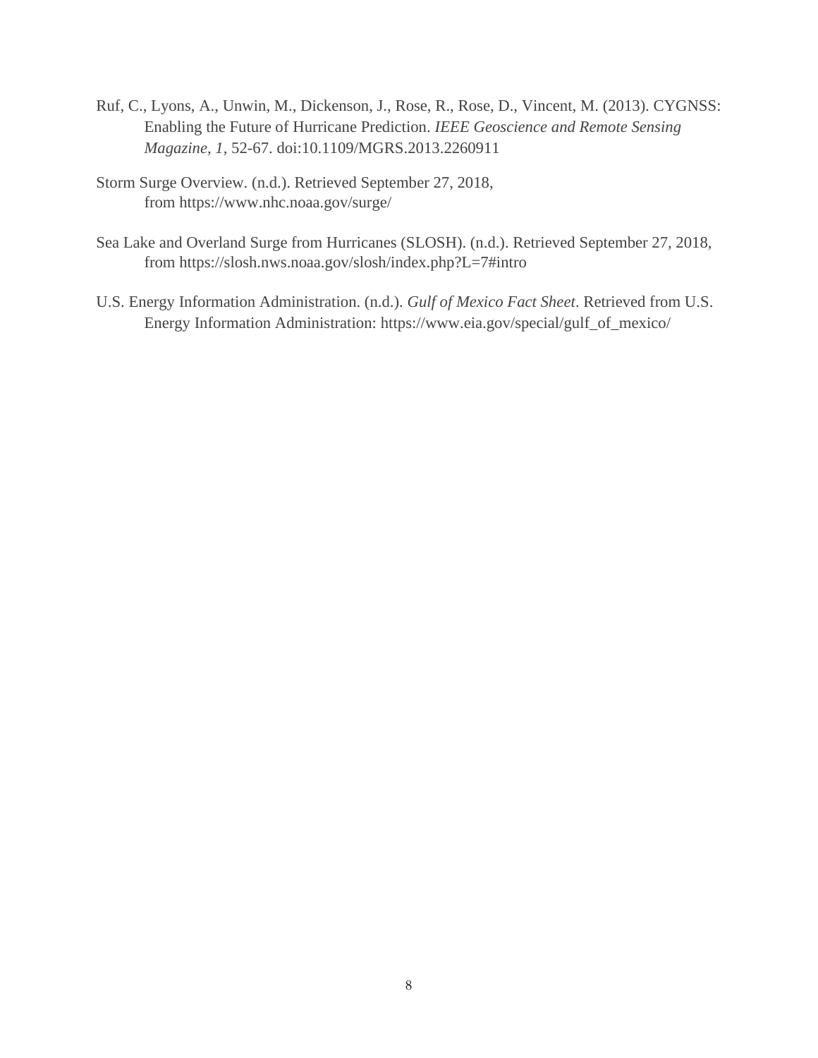Ruf, C., Lyons, A., Unwin, M., Dickenson, J., Rose, R., Rose, D., Vincent, M. (2013). CYGNSS: Enabling the Future of Hurricane Prediction. *IEEE Geoscience and Remote Sensing Magazine, 1*, 52-67. doi:10.1109/MGRS.2013.2260911

Storm Surge Overview. (n.d.). Retrieved September 27, 2018, from https://www.nhc.noaa.gov/surge/

Sea Lake and Overland Surge from Hurricanes (SLOSH). (n.d.). Retrieved September 27, 2018, from https://slosh.nws.noaa.gov/slosh/index.php?L=7#intro

U.S. Energy Information Administration. (n.d.). *Gulf of Mexico Fact Sheet*. Retrieved from U.S. Energy Information Administration: https://www.eia.gov/special/gulf_of_mexico/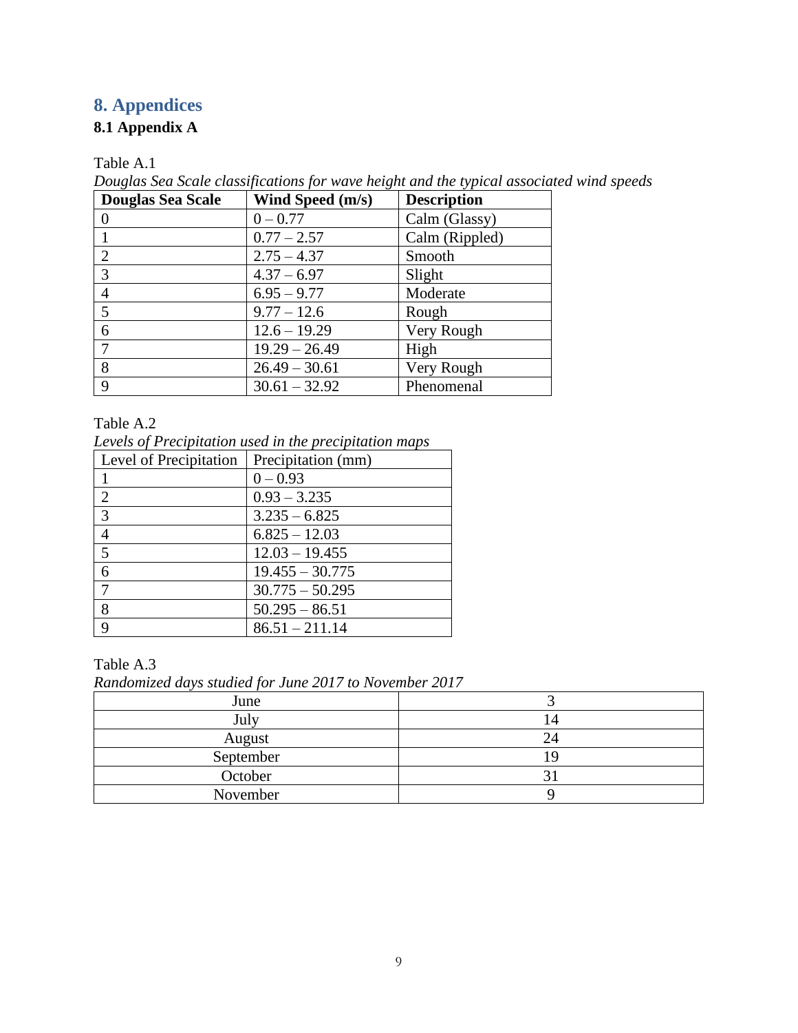# 8. Appendices

## 8.1 Appendix A

Table A.1

*Douglas Sea Scale classifications for wave height and the typical associated wind speeds*

| **Douglas Sea Scale** | **Wind Speed (m/s)** | **Description** |
|---|---|---|
| 0 | 0 – 0.77 | Calm (Glassy) |
| 1 | 0.77 – 2.57 | Calm (Rippled) |
| 2 | 2.75 – 4.37 | Smooth |
| 3 | 4.37 – 6.97 | Slight |
| 4 | 6.95 – 9.77 | Moderate |
| 5 | 9.77 – 12.6 | Rough |
| 6 | 12.6 – 19.29 | Very Rough |
| 7 | 19.29 – 26.49 | High |
| 8 | 26.49 – 30.61 | Very Rough |
| 9 | 30.61 – 32.92 | Phenomenal |

Table A.2

*Levels of Precipitation used in the precipitation maps*

| Level of Precipitation | Precipitation (mm) |
|---|---|
| 1 | 0 – 0.93 |
| 2 | 0.93 – 3.235 |
| 3 | 3.235 – 6.825 |
| 4 | 6.825 – 12.03 |
| 5 | 12.03 – 19.455 |
| 6 | 19.455 – 30.775 |
| 7 | 30.775 – 50.295 |
| 8 | 50.295 – 86.51 |
| 9 | 86.51 – 211.14 |

Table A.3

*Randomized days studied for June 2017 to November 2017*

| | |
|---|---|
| June | 3 |
| July | 14 |
| August | 24 |
| September | 19 |
| October | 31 |
| November | 9 |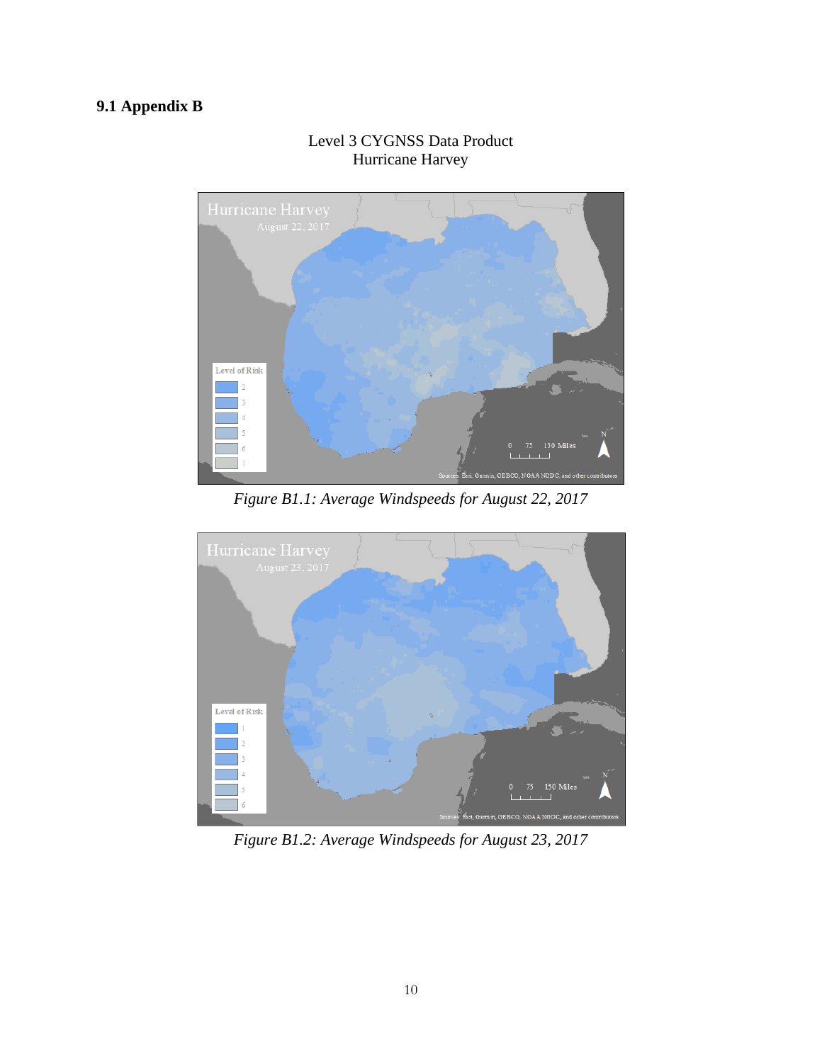## 9.1 Appendix B

Level 3 CYGNSS Data Product
Hurricane Harvey

*Figure B1.1: Average Windspeeds for August 22, 2017*

*Figure B1.2: Average Windspeeds for August 23, 2017*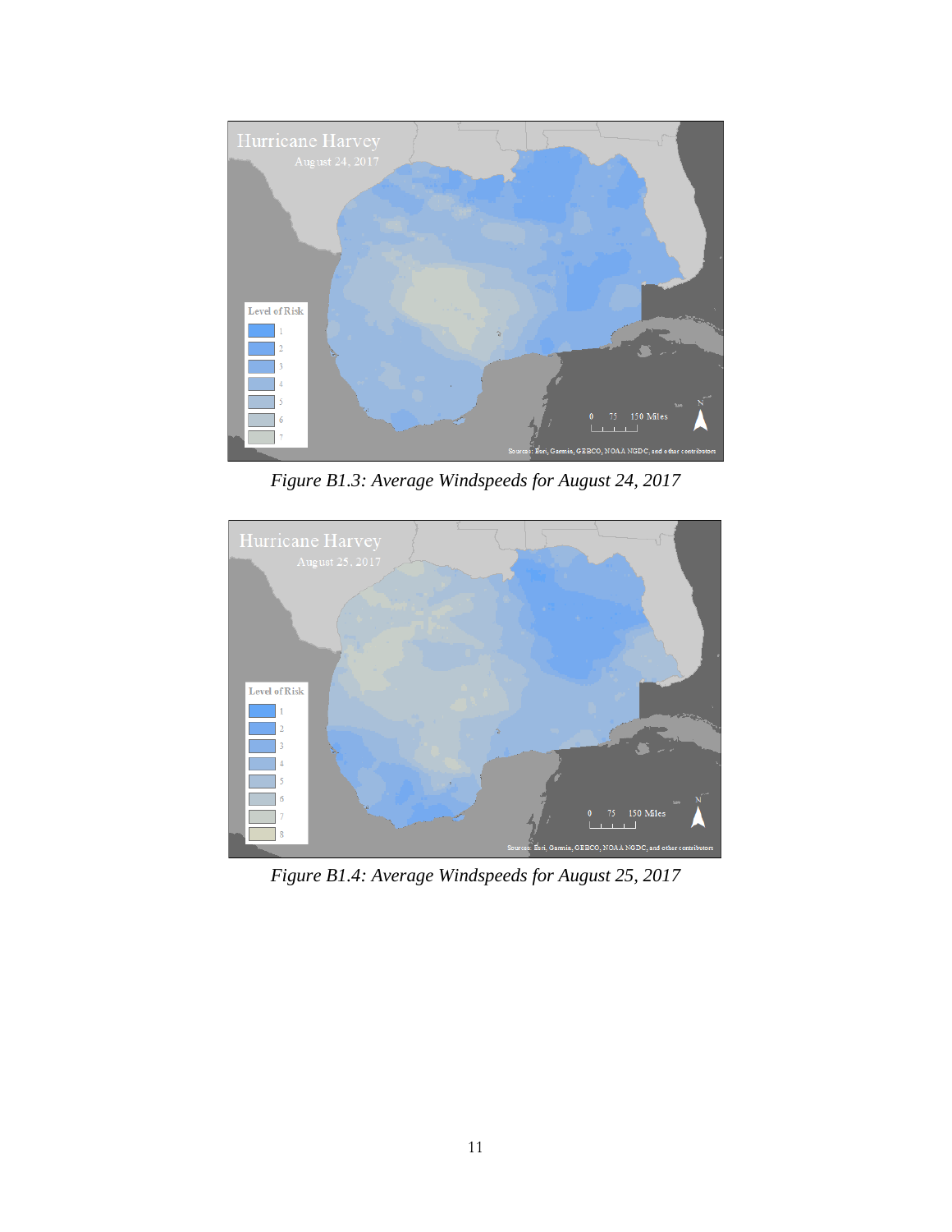*Figure B1.3: Average Windspeeds for August 24, 2017*

*Figure B1.4: Average Windspeeds for August 25, 2017*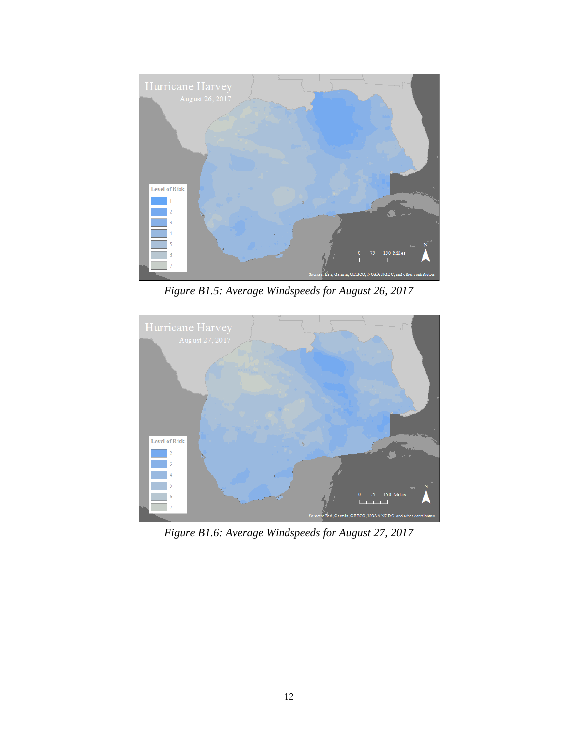*Figure B1.5: Average Windspeeds for August 26, 2017*

*Figure B1.6: Average Windspeeds for August 27, 2017*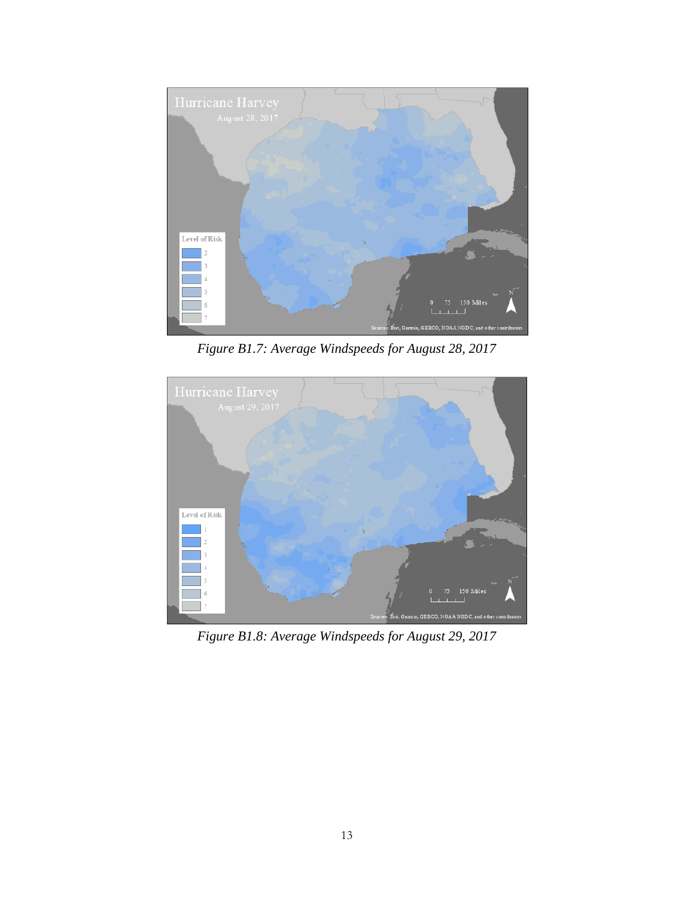*Figure B1.7: Average Windspeeds for August 28, 2017*

*Figure B1.8: Average Windspeeds for August 29, 2017*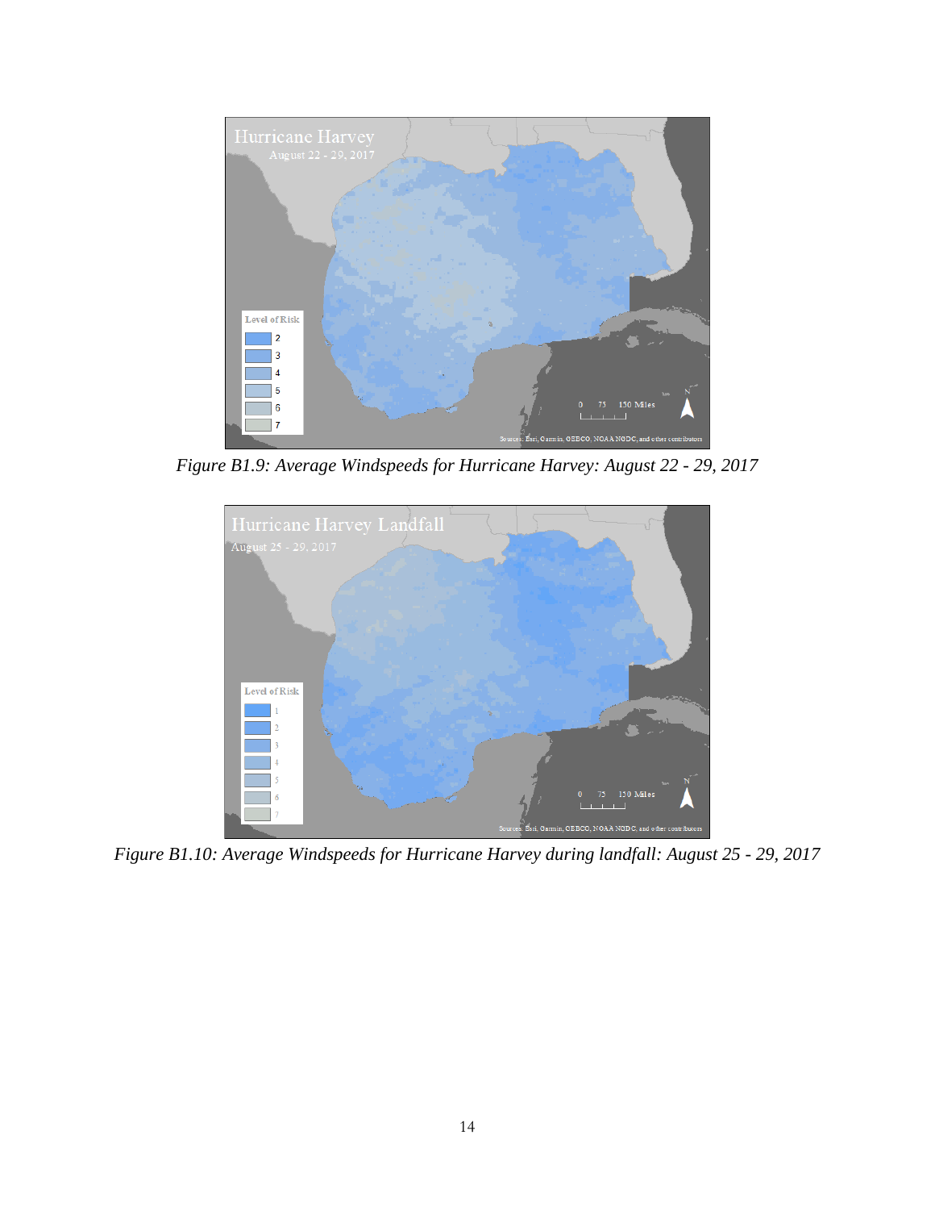*Figure B1.9: Average Windspeeds for Hurricane Harvey: August 22 - 29, 2017*

*Figure B1.10: Average Windspeeds for Hurricane Harvey during landfall: August 25 - 29, 2017*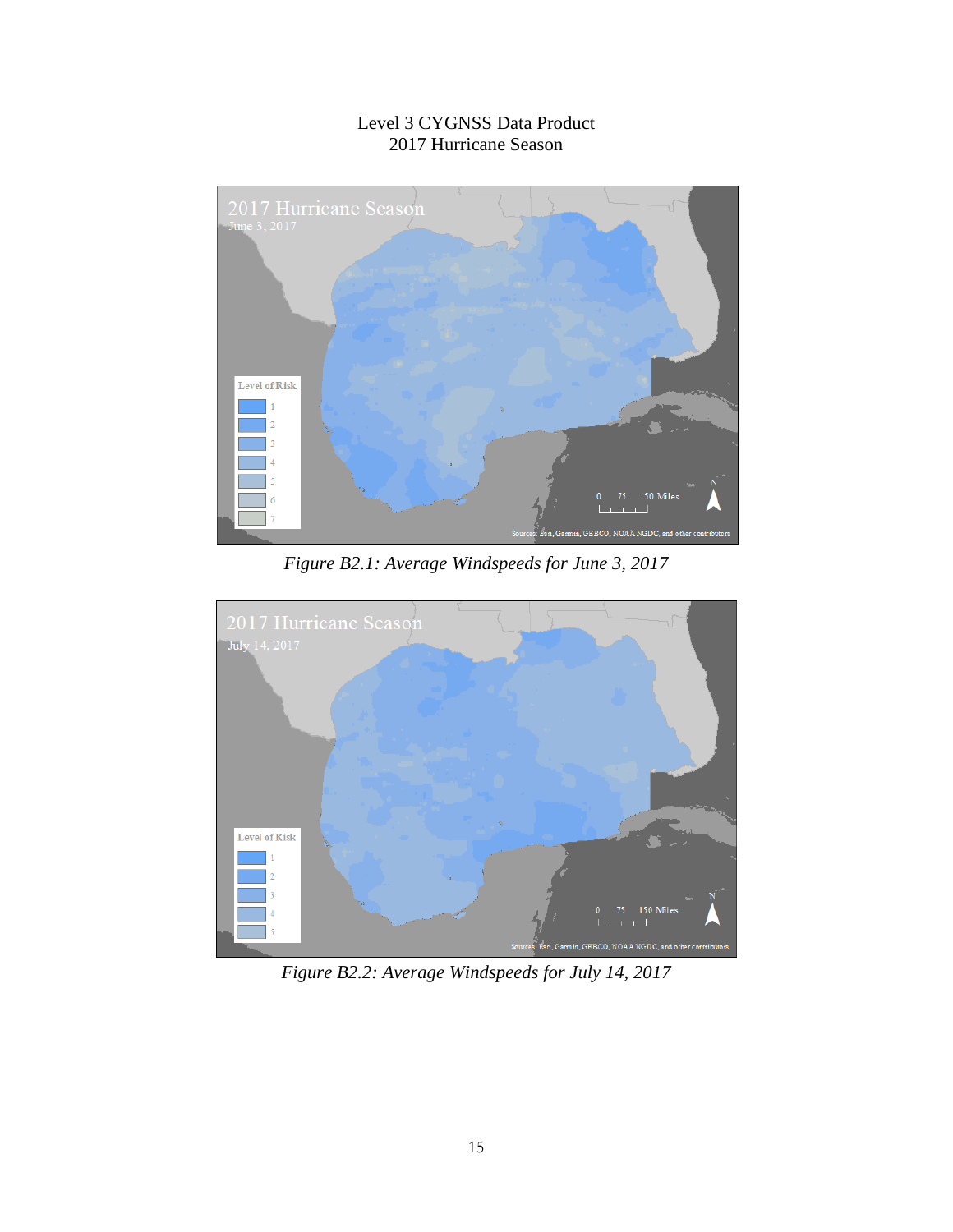Level 3 CYGNSS Data Product
2017 Hurricane Season

*Figure B2.1: Average Windspeeds for June 3, 2017*

*Figure B2.2: Average Windspeeds for July 14, 2017*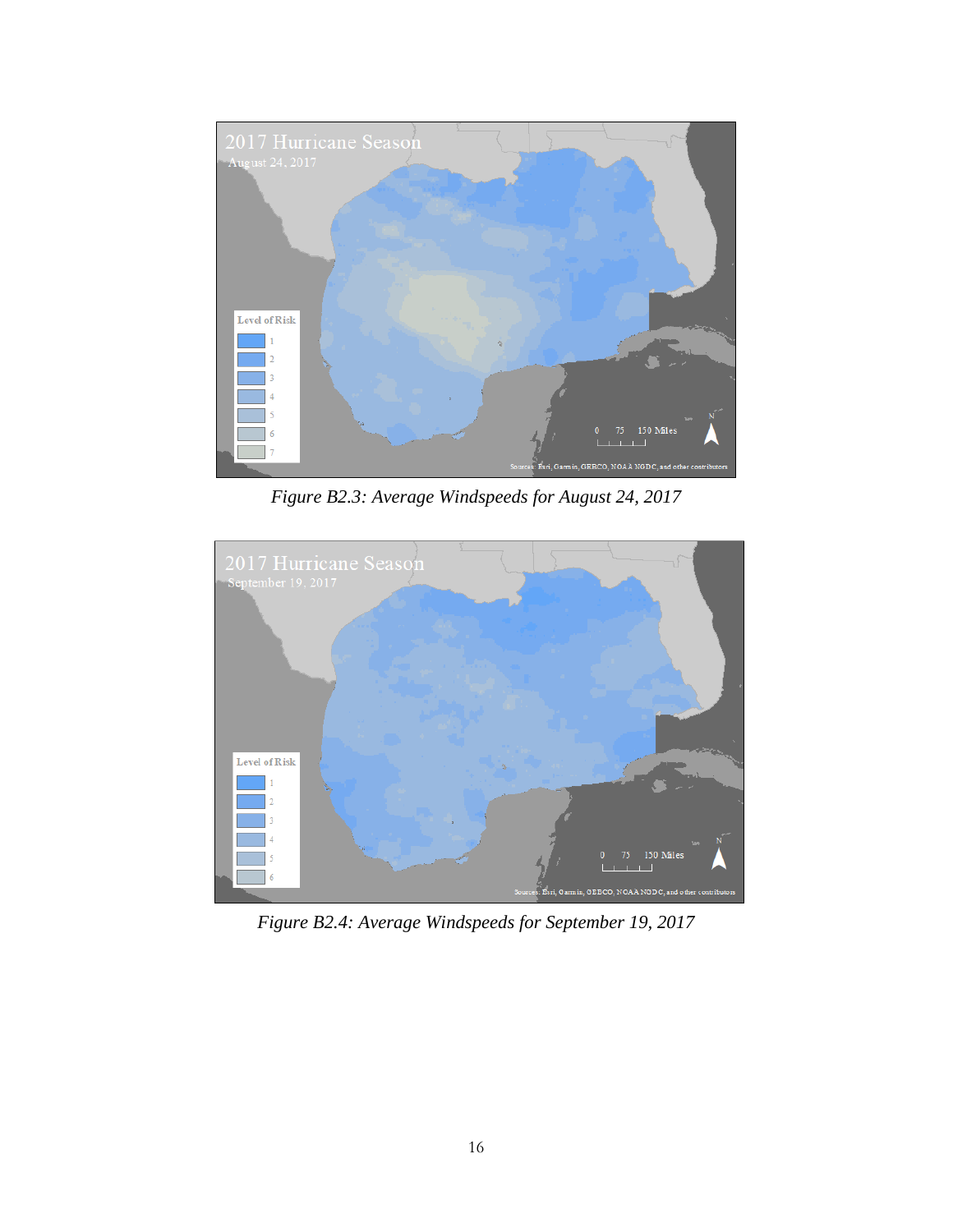*Figure B2.3: Average Windspeeds for August 24, 2017*

*Figure B2.4: Average Windspeeds for September 19, 2017*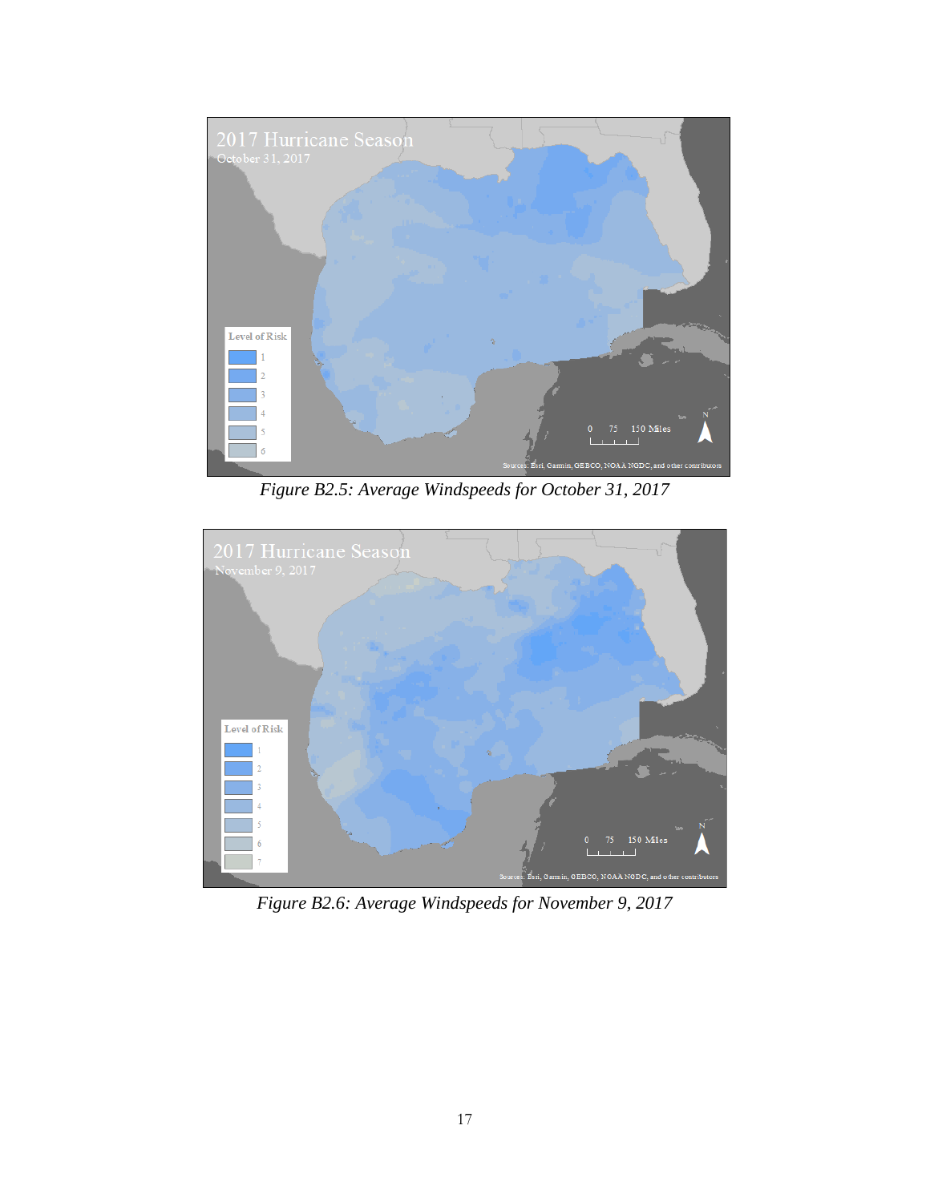*Figure B2.5: Average Windspeeds for October 31, 2017*

*Figure B2.6: Average Windspeeds for November 9, 2017*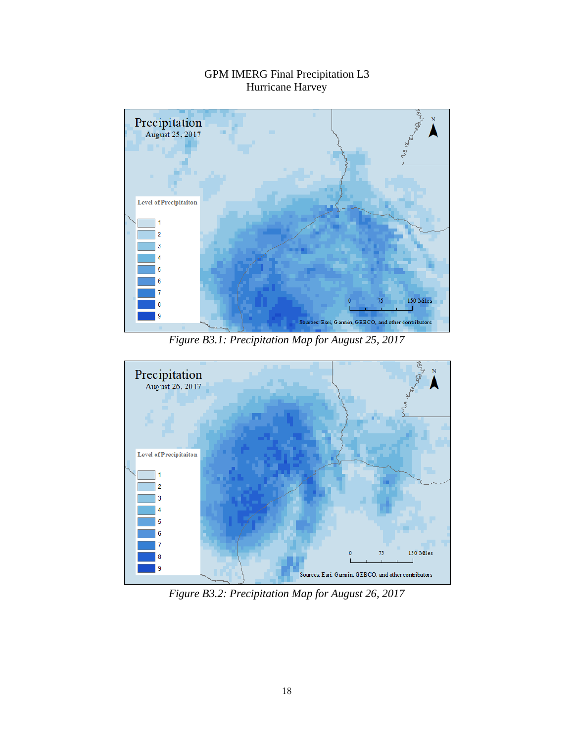GPM IMERG Final Precipitation L3
Hurricane Harvey

*Figure B3.1: Precipitation Map for August 25, 2017*

*Figure B3.2: Precipitation Map for August 26, 2017*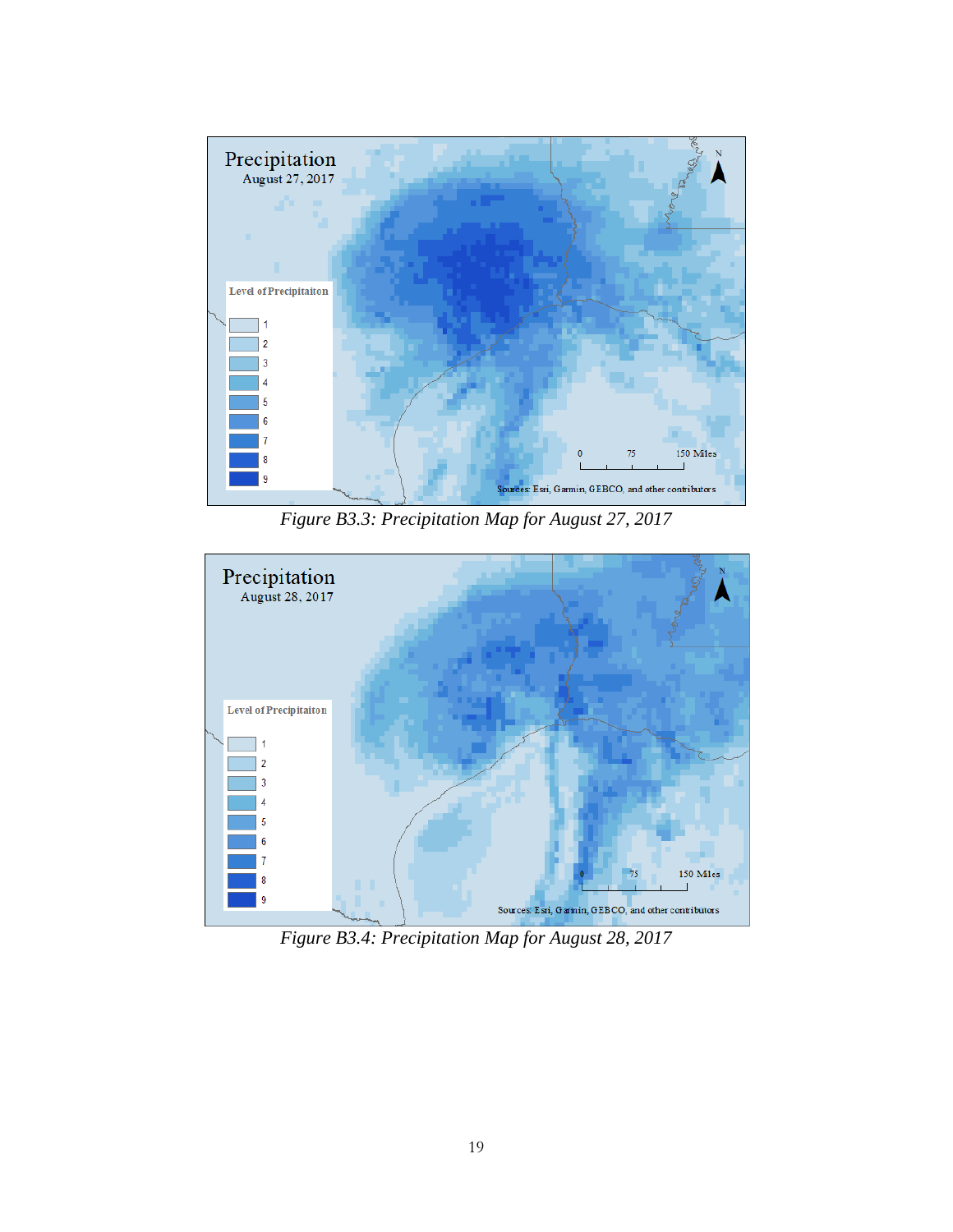*Figure B3.3: Precipitation Map for August 27, 2017*

*Figure B3.4: Precipitation Map for August 28, 2017*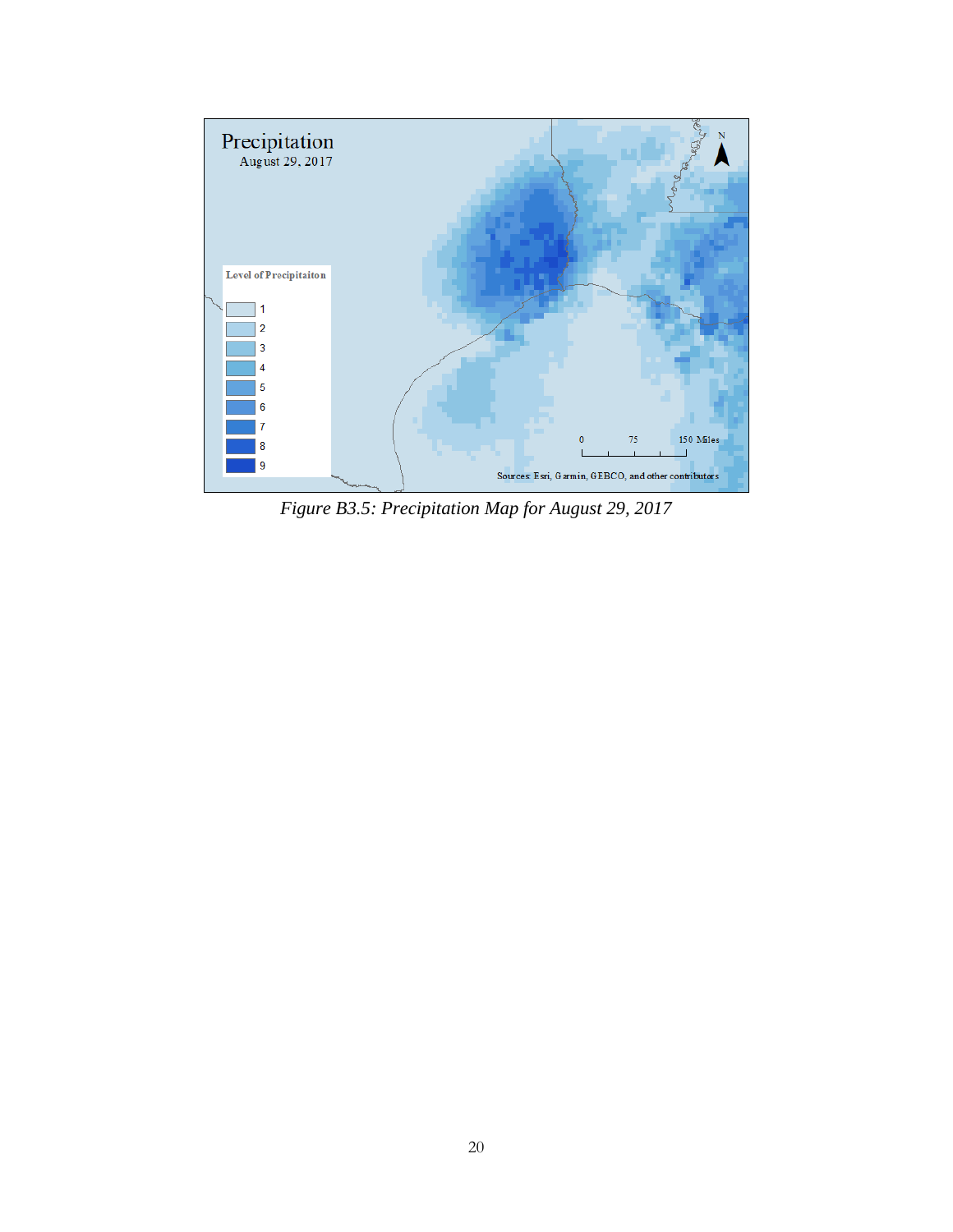*Figure B3.5: Precipitation Map for August 29, 2017*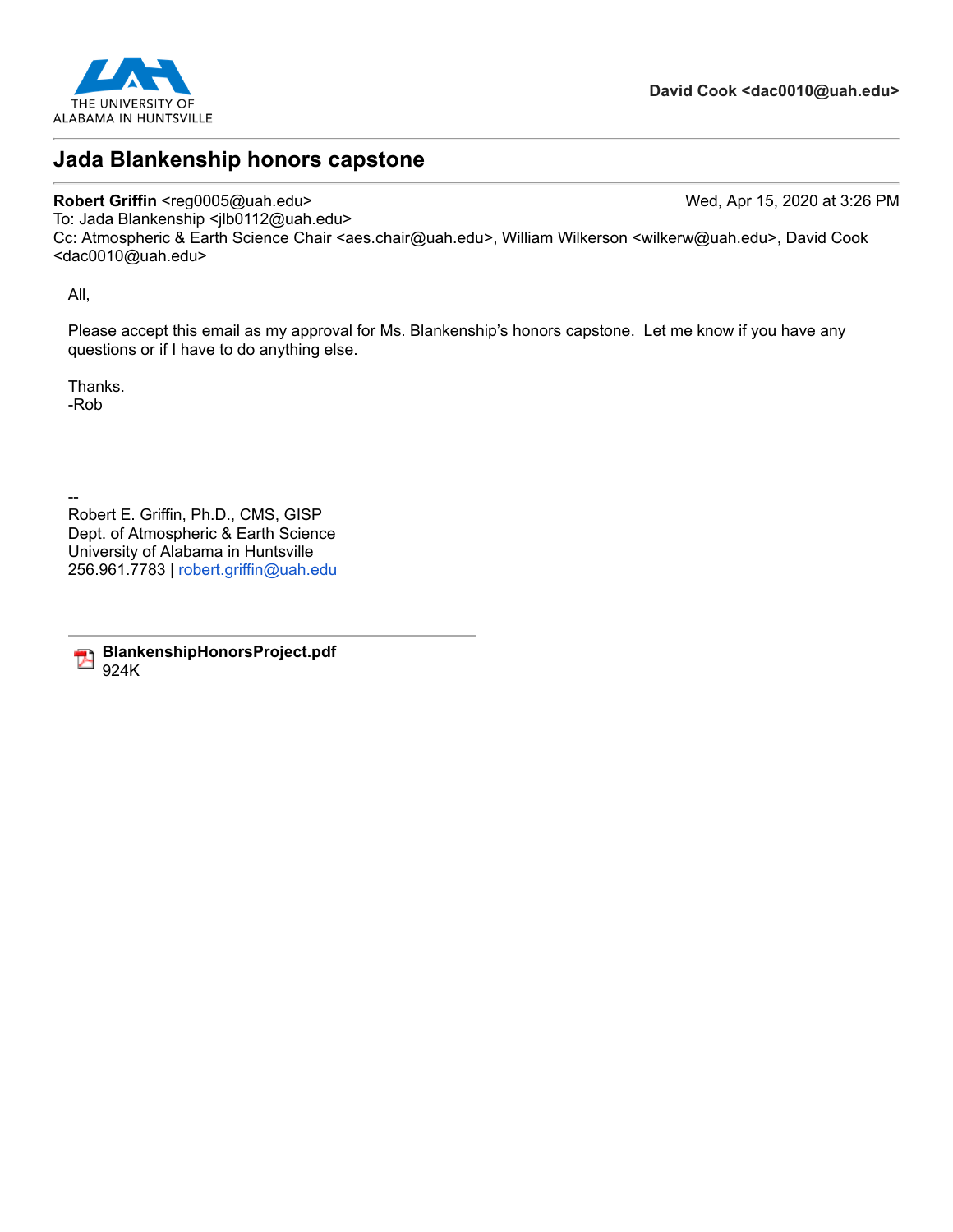THE UNIVERSITY OF ALABAMA IN HUNTSVILLE

**David Cook <dac0010@uah.edu>**

## Jada Blankenship honors capstone

**Robert Griffin** <reg0005@uah.edu>  Wed, Apr 15, 2020 at 3:26 PM
To: Jada Blankenship <jlb0112@uah.edu>
Cc: Atmospheric & Earth Science Chair <aes.chair@uah.edu>, William Wilkerson <wilkerw@uah.edu>, David Cook <dac0010@uah.edu>

All,

Please accept this email as my approval for Ms. Blankenship's honors capstone. Let me know if you have any questions or if I have to do anything else.

Thanks.
-Rob

--
Robert E. Griffin, Ph.D., CMS, GISP
Dept. of Atmospheric & Earth Science
University of Alabama in Huntsville
256.961.7783 | robert.griffin@uah.edu

**BlankenshipHonorsProject.pdf**
924K